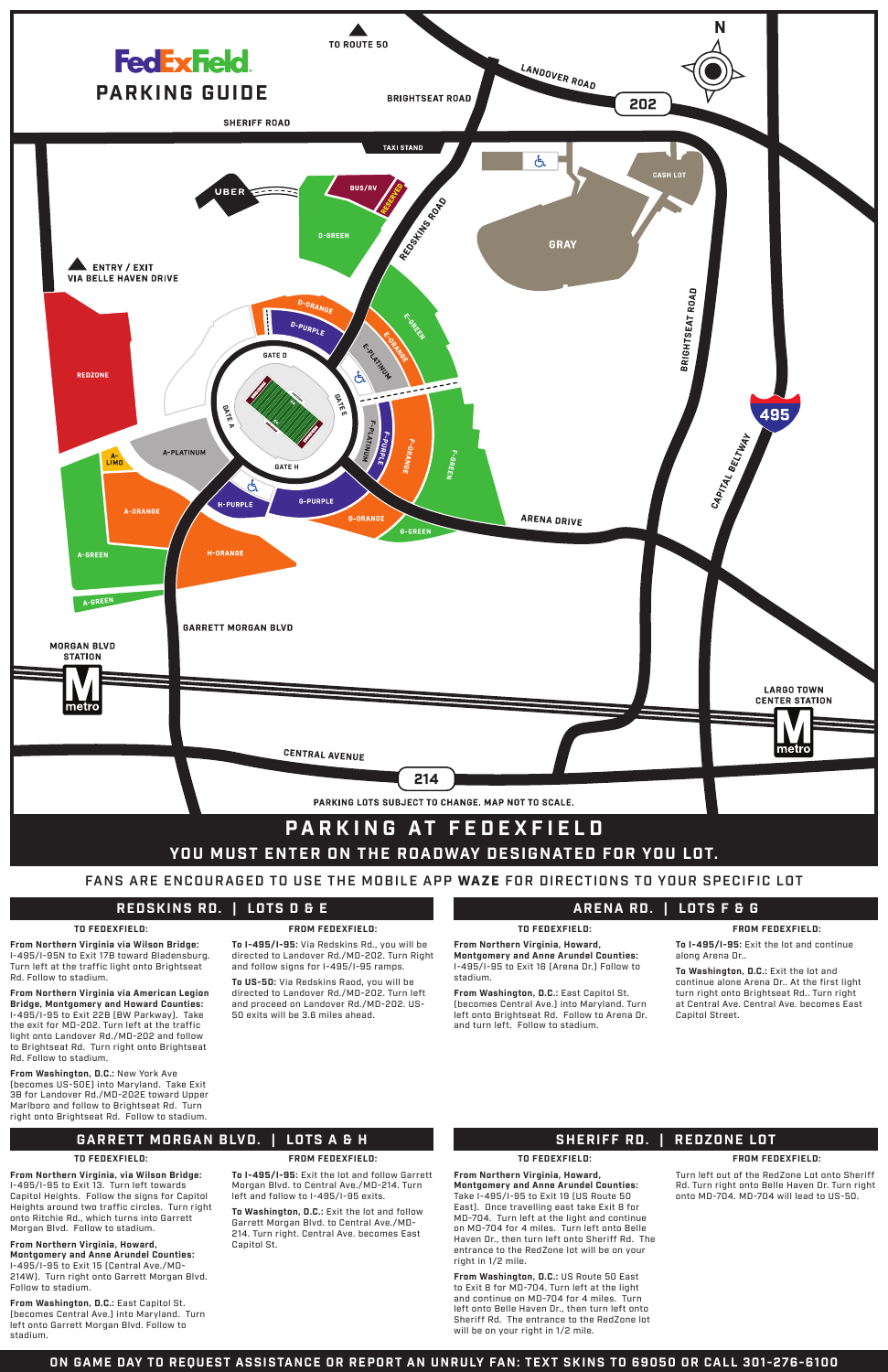# FedExField PARKING GUIDE

PARKING LOTS SUBJECT TO CHANGE. MAP NOT TO SCALE.

## PARKING AT FEDEXFIELD

### YOU MUST ENTER ON THE ROADWAY DESIGNATED FOR YOU LOT.

FANS ARE ENCOURAGED TO USE THE MOBILE APP **WAZE** FOR DIRECTIONS TO YOUR SPECIFIC LOT

## REDSKINS RD. | LOTS D & E

### TO FEDEXFIELD:

**From Northern Virginia via Wilson Bridge:** I-495/I-95N to Exit 17B toward Bladensburg. Turn left at the traffic light onto Brightseat Rd. Follow to stadium.

**From Northern Virginia via American Legion Bridge, Montgomery and Howard Counties:** I-495/I-95 to Exit 22B (BW Parkway). Take the exit for MD-202. Turn left at the traffic light onto Landover Rd./MD-202 and follow to Brightseat Rd. Turn right onto Brightseat Rd. Follow to stadium.

**From Washington, D.C.:** New York Ave (becomes US-50E) into Maryland. Take Exit 3B for Landover Rd./MD-202E toward Upper Marlboro and follow to Brightseat Rd. Turn right onto Brightseat Rd. Follow to stadium.

### FROM FEDEXFIELD:

**To I-495/I-95:** Via Redskins Rd., you will be directed to Landover Rd./MD-202. Turn Right and follow signs for I-495/I-95 ramps.

**To US-50:** Via Redskins Raod, you will be directed to Landover Rd./MD-202. Turn left and proceed on Landover Rd./MD-202. US-50 exits will be 3.6 miles ahead.

## ARENA RD. | LOTS F & G

### TO FEDEXFIELD:

**From Northern Virginia, Howard, Montgomery and Anne Arundel Counties:** I-495/I-95 to Exit 16 (Arena Dr.) Follow to stadium.

**From Washington, D.C.:** East Capitol St. (becomes Central Ave.) into Maryland. Turn left onto Brightseat Rd. Follow to Arena Dr. and turn left. Follow to stadium.

### FROM FEDEXFIELD:

**To I-495/I-95:** Exit the lot and continue along Arena Dr..

**To Washington, D.C.:** Exit the lot and continue alone Arena Dr.. At the first light turn right onto Brightseat Rd.. Turn right at Central Ave. Central Ave. becomes East Capitol Street.

## GARRETT MORGAN BLVD. | LOTS A & H

### TO FEDEXFIELD:

**From Northern Virginia, via Wilson Bridge:** I-495/I-95 to Exit 13. Turn left towards Capitol Heights. Follow the signs for Capitol Heights around two traffic circles. Turn right onto Ritchie Rd., which turns into Garrett Morgan Blvd. Follow to stadium.

**From Northern Virginia, Howard, Montgomery and Anne Arundel Counties:** I-495/I-95 to Exit 15 (Central Ave./MD-214W). Turn right onto Garrett Morgan Blvd. Follow to stadium.

**From Washington, D.C.:** East Capitol St. (becomes Central Ave.) into Maryland. Turn left onto Garrett Morgan Blvd. Follow to stadium.

### FROM FEDEXFIELD:

**To I-495/I-95:** Exit the lot and follow Garrett Morgan Blvd. to Central Ave./MD-214. Turn left and follow to I-495/I-95 exits.

**To Washington, D.C.:** Exit the lot and follow Garrett Morgan Blvd. to Central Ave./MD-214. Turn right. Central Ave. becomes East Capitol St.

## SHERIFF RD. | REDZONE LOT

### TO FEDEXFIELD:

**From Northern Virginia, Howard, Montgomery and Anne Arundel Counties:** Take I-495/I-95 to Exit 19 (US Route 50 East). Once traveling east take Exit 8 for MD-704. Turn left at the light and continue on MD-704 for 4 miles. Turn left onto Belle Haven Dr., then turn left onto Sheriff Rd. The entrance to the RedZone lot will be on your right in 1/2 mile.

**From Washington, D.C.:** US Route 50 East to Exit 8 for MD-704. Turn left at the light and continue on MD-704 for 4 miles. Turn left onto Belle Haven Dr., then turn left onto Sheriff Rd. The entrance to the RedZone lot will be on your right in 1/2 mile.

### FROM FEDEXFIELD:

Turn left out of the RedZone Lot onto Sheriff Rd. Turn right onto Belle Haven Dr. Turn right onto MD-704. MD-704 will lead to US-50.

**ON GAME DAY TO REQUEST ASSISTANCE OR REPORT AN UNRULY FAN: TEXT SKINS TO 69050 OR CALL 301-276-6100**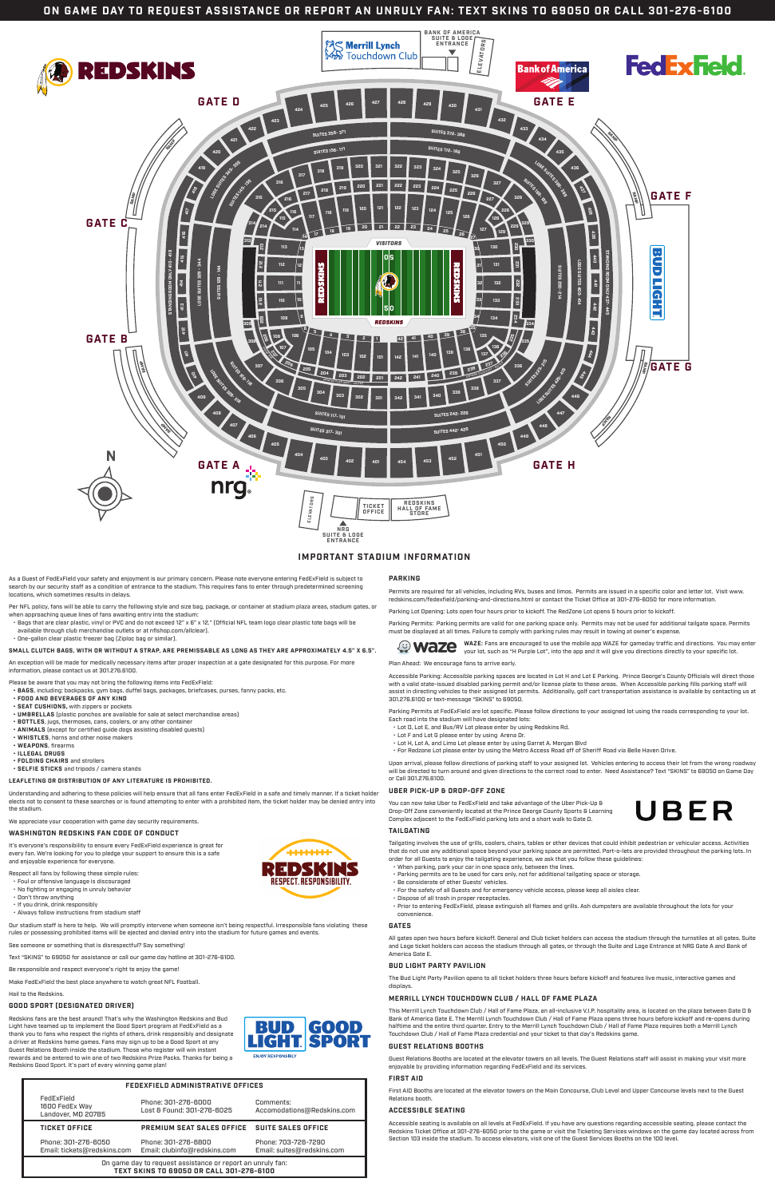ON GAME DAY TO REQUEST ASSISTANCE OR REPORT AN UNRULY FAN: TEXT SKINS TO 69050 OR CALL 301-276-6100

REDSKINS

FedExField

GATE A GATE B GATE C GATE D GATE E GATE F GATE G GATE H

Merrill Lynch Touchdown Club

BANK OF AMERICA SUITE & LOGE ENTRANCE

ELEVATORS

TICKET OFFICE

REDSKINS HALL OF FAME STORE

NRG SUITE & LOGE ENTRANCE

BUD LIGHT

VISITORS

N

# IMPORTANT STADIUM INFORMATION

As a Guest of FedExField your safety and enjoyment is our primary concern. Please note everyone entering FedExField is subject to search by our security staff as a condition of entrance to the stadium. This requires fans to enter through predetermined screening locations, which sometimes results in delays.

Per NFL policy, fans will be able to carry the following style and size bag, package, or container at stadium plaza areas, stadium gates, or when approaching queue lines of fans awaiting entry into the stadium:

- Bags that are clear plastic, vinyl or PVC and do not exceed 12" x 6" x 12." (Official NFL team logo clear plastic tote bags will be available through club merchandise outlets or at nflshop.com/allclear).
- One-gallon clear plastic freezer bag (Ziploc bag or similar).

**SMALL CLUTCH BAGS, WITH OR WITHOUT A STRAP, ARE PREMISSABLE AS LONG AS THEY ARE APPROXIMATELY 4.5" X 6.5".**

An exception will be made for medically necessary items after proper inspection at a gate designated for this purpose. For more information, please contact us at 301.276.6100.

Please be aware that you may not bring the following items into FedExField:

- **BAGS**, including: backpacks, gym bags, duffel bags, packages, briefcases, purses, fanny packs, etc.
- **FOOD AND BEVERAGES OF ANY KIND**
- **SEAT CUSHIONS**, with zippers or pockets
- **UMBRELLAS** (plastic ponchos are available for sale at select merchandise areas)
- **BOTTLES**, jugs, thermoses, cans, coolers, or any other container
- **ANIMALS** (except for certified guide dogs assisting disabled guests)
- **WHISTLES**, horns and other noise makers
- **WEAPONS**, firearms
- **ILLEGAL DRUGS**
- **FOLDING CHAIRS** and strollers
- **SELFIE STICKS** and tripods / camera stands

**LEAFLETING OR DISTRIBUTION OF ANY LITERATURE IS PROHIBITED.**

Understanding and adhering to these policies will help ensure that all fans enter FedExField in a safe and timely manner. If a ticket holder elects not to consent to these searches or is found attempting to enter with a prohibited item, the ticket holder may be denied entry into the stadium.

We appreciate your cooperation with game day security requirements.

## WASHINGTON REDSKINS FAN CODE OF CONDUCT

It's everyone's responsibility to ensure every FedExField experience is great for every fan. We're looking for you to pledge your support to ensure this is a safe and enjoyable experience for everyone.

REDSKINS RESPECT. RESPONSIBILITY.

Respect all fans by following these simple rules:

- Foul or offensive language is discouraged
- No fighting or engaging in unruly behavior
- Don't throw anything
- If you drink, drink responsibly
- Always follow instructions from stadium staff

Our stadium staff is here to help. We will promptly intervene when someone isn't being respectful. Irresponsible fans violating these rules or possessing prohibited items will be ejected and denied entry into the stadium for future games and events.

See someone or something that is disrespectful? See something!

Text "SKINS" to 69050 for assistance or call our game day hotline at 301-276-6100.

Be responsible and respect everyone's right to enjoy the game!

Make FedExField the best place anywhere to watch great NFL Football.

Hail to the Redskins.

## GOOD SPORT (DESIGNATED DRIVER)

Redskins fans are the best around! That's why the Washington Redskins and Bud Light have teamed up to implement the Good Sport program at FedExField as a thank you to fans who respect the rights of others, drink responsibly and designate a driver at Redskins home games. Fans may sign up to be a Good Sport at any Guest Relations Booth inside the stadium. Those who register will win instant rewards and be entered to win one of two Redskins Prize Packs. Thanks for being a Redskins Good Sport. It's part of every winning game plan!

BUD LIGHT GOOD SPORT ENJOY RESPONSIBLY

| FEDEXFIELD ADMINISTRATIVE OFFICES | | |
|---|---|---|
| FedExField<br>1600 FedEx Way<br>Landover, MD 20785 | Phone: 301-276-6000<br>Lost & Found: 301-276-6025 | Comments:<br>Accomodations@Redskins.com |
| **TICKET OFFICE** | **PREMIUM SEAT SALES OFFICE** | **SUITE SALES OFFICE** |
| Phone: 301-276-6050<br>Email: tickets@redskins.com | Phone: 301-276-6800<br>Email: clubinfo@redskins.com | Phone: 703-726-7290<br>Email: suites@redskins.com |
| On game day to request assistance or report an unruly fan:<br>**TEXT SKINS TO 69050 OR CALL 301-276-6100** | | |

## PARKING

Permits are required for all vehicles, including RVs, buses and limos. Permits are issued in a specific color and letter lot. Visit www.redskins.com/fedexfield/parking-and-directions.html or contact the Ticket Office at 301-276-6050 for more information.

Parking Lot Opening: Lots open four hours prior to kickoff. The RedZone Lot opens 5 hours prior to kickoff.

Parking Permits: Parking permits are valid for one parking space only. Permits may not be used for additional tailgate space. Permits must be displayed at all times. Failure to comply with parking rules may result in towing at owner's expense.

waze — **WAZE:** Fans are encouraged to use the mobile app WAZE for gameday traffic and directions. You may enter your lot, such as "H Purple Lot", into the app and it will give you directions directly to your specific lot.

Plan Ahead: We encourage fans to arrive early.

Accessible Parking: Accessible parking spaces are located in Lot H and Lot E Parking. Prince George's County Officials will direct those with a valid state-issued disabled parking permit and/or license plate to these areas. When Accessible parking fills parking staff will assist in directing vehicles to their assigned lot permits. Additionally, golf cart transportation assistance is available by contacting us at 301.276.6100 or text-message "SKINS" to 69050.

Parking Permits at FedExField are lot specific. Please follow directions to your assigned lot using the roads corresponding to your lot. Each road into the stadium will have designated lots:

- Lot D, Lot E, and Bus/RV Lot please enter by using Redskins Rd.
- Lot F and Lot G please enter by using Arena Dr.
- Lot H, Lot A, and Limo Lot please enter by using Garret A. Morgan Blvd
- For Redzone Lot please enter by using the Metro Access Road off of Sheriff Road via Belle Haven Drive.

Upon arrival, please follow directions of parking staff to your assigned lot. Vehicles entering to access their lot from the wrong roadway will be directed to turn around and given directions to the correct road to enter. Need Assistance? Text "SKINS" to 69050 on Game Day or Call 301.276.6100.

## UBER PICK-UP & DROP-OFF ZONE

UBER

You can now take Uber to FedExField and take advantage of the Uber Pick-Up & Drop-Off Zone conveniently located at the Prince George County Sports & Learning Complex adjacent to the FedExField parking lots and a short walk to Gate D.

## TAILGATING

Tailgating involves the use of grills, coolers, chairs, tables or other devices that could inhibit pedestrian or vehicular access. Activities that do not use any additional space beyond your parking space are permitted. Port-o-lets are provided throughout the parking lots. In order for all Guests to enjoy the tailgating experience, we ask that you follow these guidelines:

- When parking, park your car in one space only, between the lines.
- Parking permits are to be used for cars only, not for additional tailgating space or storage.
- Be considerate of other Guests' vehicles.
- For the safety of all Guests and for emergency vehicle access, please keep all aisles clear.
- Dispose of all trash in proper receptacles.
- Prior to entering FedExField, please extinguish all flames and grills. Ash dumpsters are available throughout the lots for your convenience.

## GATES

All gates open two hours before kickoff. General and Club ticket holders can access the stadium through the turnstiles at all gates. Suite and Loge ticket holders can access the stadium through all gates, or through the Suite and Loge Entrance at NRG Gate A and Bank of America Gate E.

## BUD LIGHT PARTY PAVILION

The Bud Light Party Pavilion opens to all ticket holders three hours before kickoff and features live music, interactive games and displays.

## MERRILL LYNCH TOUCHDOWN CLUB / HALL OF FAME PLAZA

This Merrill Lynch Touchdown Club / Hall of Fame Plaza, an all-inclusive V.I.P. hospitality area, is located on the plaza between Gate D & Bank of America Gate E. The Merrill Lynch Touchdown Club / Hall of Fame Plaza opens three hours before kickoff and re-opens during halftime and the entire third quarter. Entry to the Merrill Lynch Touchdown Club / Hall of Fame Plaza requires both a Merrill Lynch Touchdown Club / Hall of Fame Plaza credential and your ticket to that day's Redskins game.

## GUEST RELATIONS BOOTHS

Guest Relations Booths are located at the elevator towers on all levels. The Guest Relations staff will assist in making your visit more enjoyable by providing information regarding FedExField and its services.

## FIRST AID

First AID Booths are located at the elevator towers on the Main Concourse, Club Level and Upper Concourse levels next to the Guest Relations booth.

## ACCESSIBLE SEATING

Accessible seating is available on all levels at FedExField. If you have any questions regarding accessible seating, please contact the Redskins Ticket Office at 301-276-6050 prior to the game or visit the Ticketing Services windows on the game day located across from Section 103 inside the stadium. To access elevators, visit one of the Guest Services Booths on the 100 level.